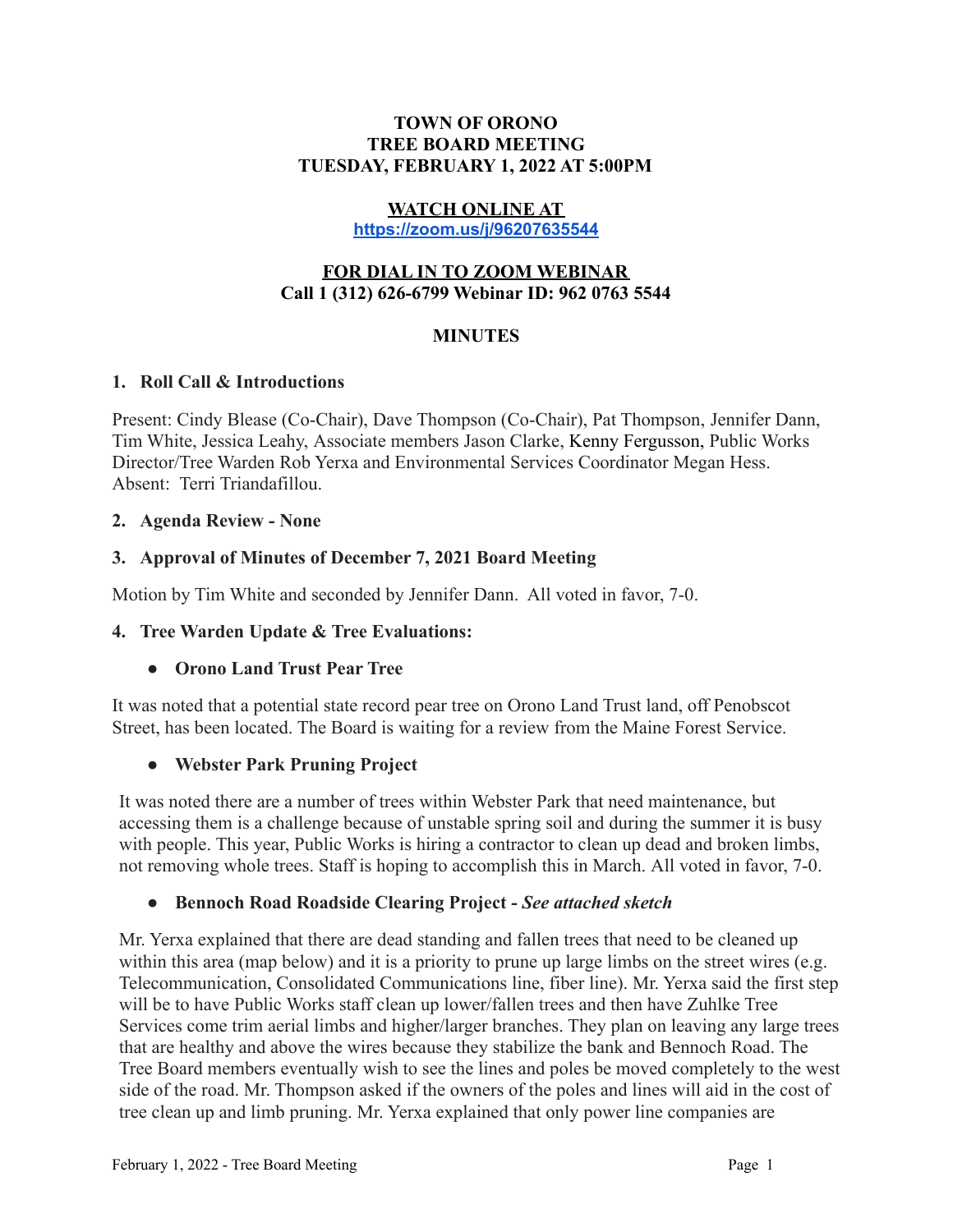**TOWN OF ORONO**
**TREE BOARD MEETING**
**TUESDAY, FEBRUARY 1, 2022 AT 5:00PM**

**WATCH ONLINE AT**
**https://zoom.us/j/96207635544**

**FOR DIAL IN TO ZOOM WEBINAR**
**Call 1 (312) 626-6799 Webinar ID: 962 0763 5544**

# MINUTES

## 1. Roll Call & Introductions

Present: Cindy Blease (Co-Chair), Dave Thompson (Co-Chair), Pat Thompson, Jennifer Dann, Tim White, Jessica Leahy, Associate members Jason Clarke, Kenny Fergusson, Public Works Director/Tree Warden Rob Yerxa and Environmental Services Coordinator Megan Hess. Absent: Terri Triandafillou.

## 2. Agenda Review - None

## 3. Approval of Minutes of December 7, 2021 Board Meeting

Motion by Tim White and seconded by Jennifer Dann. All voted in favor, 7-0.

## 4. Tree Warden Update & Tree Evaluations:

- **Orono Land Trust Pear Tree**

It was noted that a potential state record pear tree on Orono Land Trust land, off Penobscot Street, has been located. The Board is waiting for a review from the Maine Forest Service.

- **Webster Park Pruning Project**

It was noted there are a number of trees within Webster Park that need maintenance, but accessing them is a challenge because of unstable spring soil and during the summer it is busy with people. This year, Public Works is hiring a contractor to clean up dead and broken limbs, not removing whole trees. Staff is hoping to accomplish this in March. All voted in favor, 7-0.

- **Bennoch Road Roadside Clearing Project -** ***See attached sketch***

Mr. Yerxa explained that there are dead standing and fallen trees that need to be cleaned up within this area (map below) and it is a priority to prune up large limbs on the street wires (e.g. Telecommunication, Consolidated Communications line, fiber line). Mr. Yerxa said the first step will be to have Public Works staff clean up lower/fallen trees and then have Zuhlke Tree Services come trim aerial limbs and higher/larger branches. They plan on leaving any large trees that are healthy and above the wires because they stabilize the bank and Bennoch Road. The Tree Board members eventually wish to see the lines and poles be moved completely to the west side of the road. Mr. Thompson asked if the owners of the poles and lines will aid in the cost of tree clean up and limb pruning. Mr. Yerxa explained that only power line companies are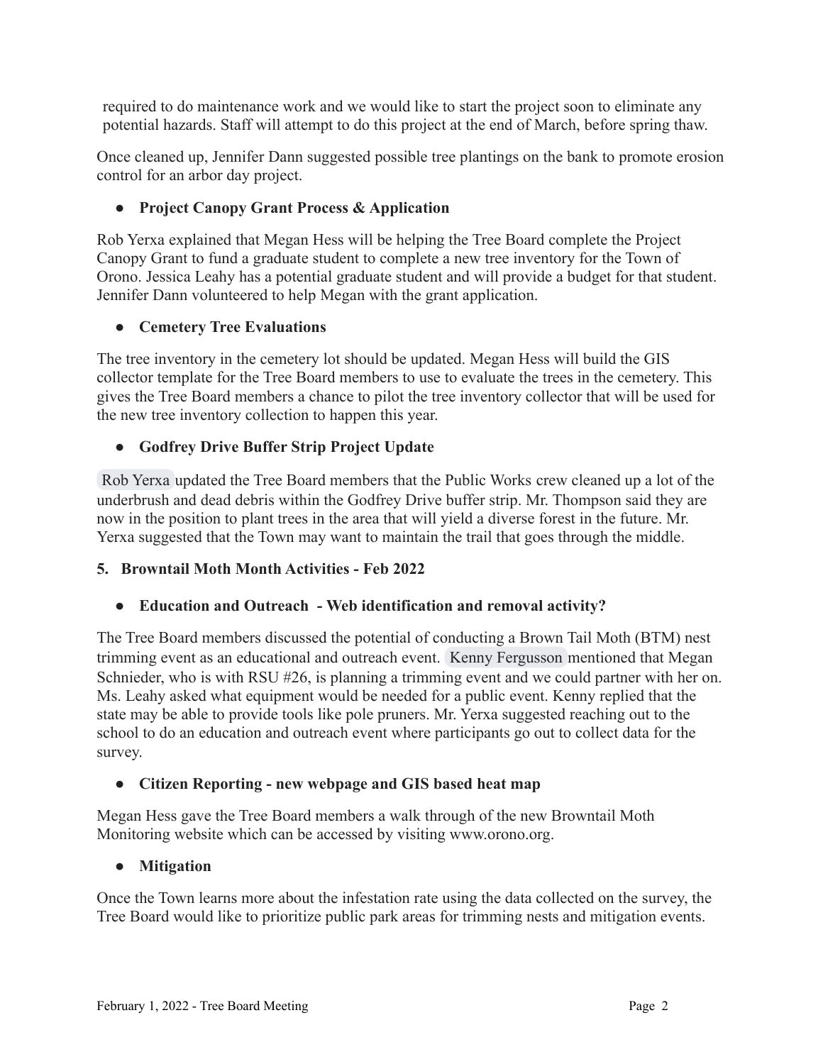required to do maintenance work and we would like to start the project soon to eliminate any potential hazards. Staff will attempt to do this project at the end of March, before spring thaw.

Once cleaned up, Jennifer Dann suggested possible tree plantings on the bank to promote erosion control for an arbor day project.

- **Project Canopy Grant Process & Application**

Rob Yerxa explained that Megan Hess will be helping the Tree Board complete the Project Canopy Grant to fund a graduate student to complete a new tree inventory for the Town of Orono. Jessica Leahy has a potential graduate student and will provide a budget for that student. Jennifer Dann volunteered to help Megan with the grant application.

- **Cemetery Tree Evaluations**

The tree inventory in the cemetery lot should be updated. Megan Hess will build the GIS collector template for the Tree Board members to use to evaluate the trees in the cemetery. This gives the Tree Board members a chance to pilot the tree inventory collector that will be used for the new tree inventory collection to happen this year.

- **Godfrey Drive Buffer Strip Project Update**

Rob Yerxa updated the Tree Board members that the Public Works crew cleaned up a lot of the underbrush and dead debris within the Godfrey Drive buffer strip. Mr. Thompson said they are now in the position to plant trees in the area that will yield a diverse forest in the future. Mr. Yerxa suggested that the Town may want to maintain the trail that goes through the middle.

**5. Browntail Moth Month Activities - Feb 2022**

- **Education and Outreach - Web identification and removal activity?**

The Tree Board members discussed the potential of conducting a Brown Tail Moth (BTM) nest trimming event as an educational and outreach event. Kenny Fergusson mentioned that Megan Schnieder, who is with RSU #26, is planning a trimming event and we could partner with her on. Ms. Leahy asked what equipment would be needed for a public event. Kenny replied that the state may be able to provide tools like pole pruners. Mr. Yerxa suggested reaching out to the school to do an education and outreach event where participants go out to collect data for the survey.

- **Citizen Reporting - new webpage and GIS based heat map**

Megan Hess gave the Tree Board members a walk through of the new Browntail Moth Monitoring website which can be accessed by visiting www.orono.org.

- **Mitigation**

Once the Town learns more about the infestation rate using the data collected on the survey, the Tree Board would like to prioritize public park areas for trimming nests and mitigation events.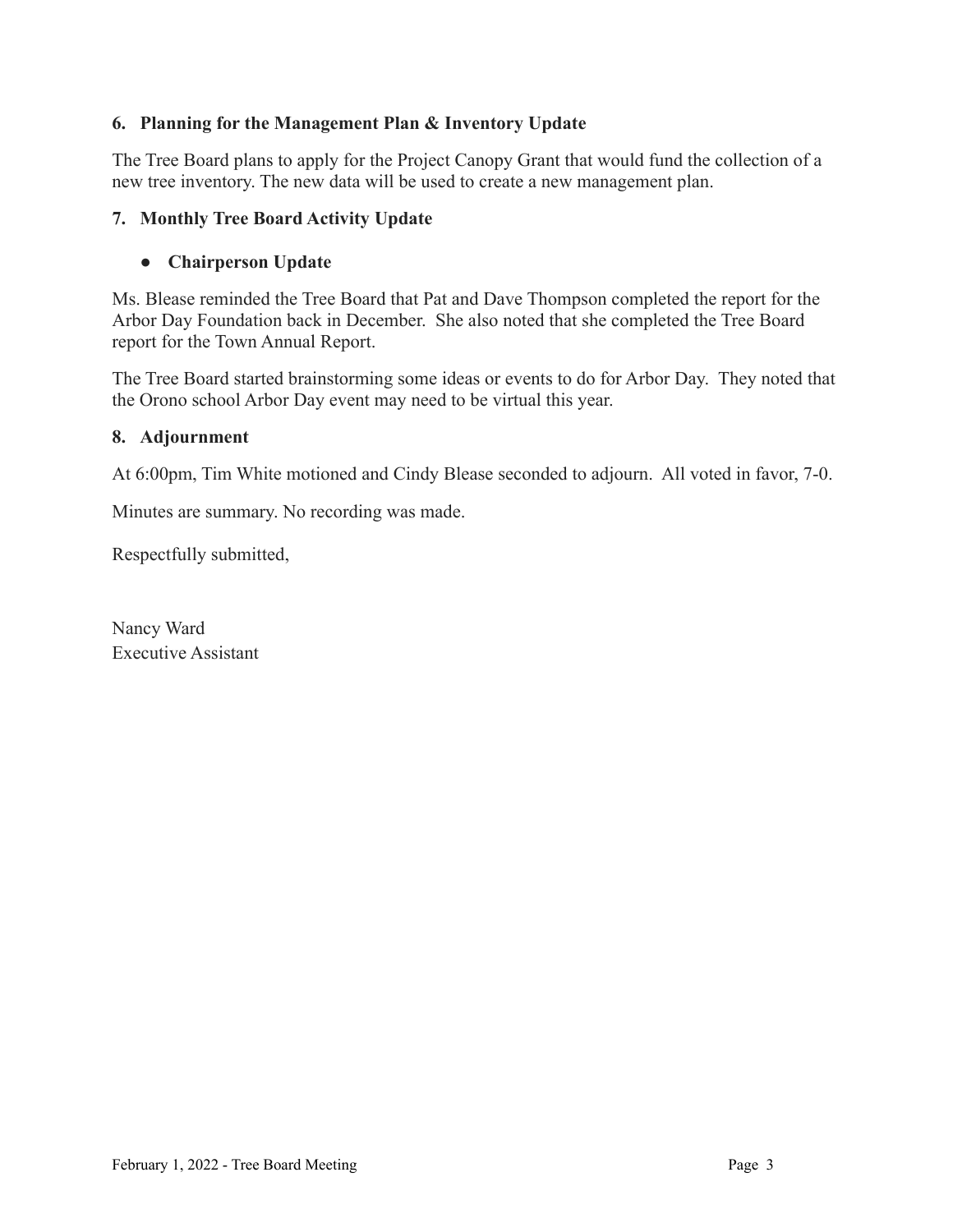### 6. Planning for the Management Plan & Inventory Update

The Tree Board plans to apply for the Project Canopy Grant that would fund the collection of a new tree inventory. The new data will be used to create a new management plan.

### 7. Monthly Tree Board Activity Update

- **Chairperson Update**

Ms. Blease reminded the Tree Board that Pat and Dave Thompson completed the report for the Arbor Day Foundation back in December. She also noted that she completed the Tree Board report for the Town Annual Report.

The Tree Board started brainstorming some ideas or events to do for Arbor Day. They noted that the Orono school Arbor Day event may need to be virtual this year.

### 8. Adjournment

At 6:00pm, Tim White motioned and Cindy Blease seconded to adjourn. All voted in favor, 7-0.

Minutes are summary. No recording was made.

Respectfully submitted,

Nancy Ward
Executive Assistant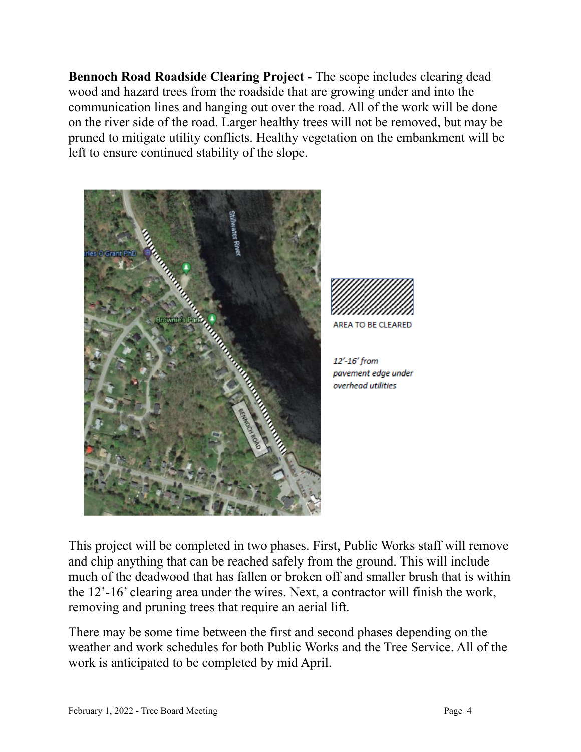**Bennoch Road Roadside Clearing Project -** The scope includes clearing dead wood and hazard trees from the roadside that are growing under and into the communication lines and hanging out over the road. All of the work will be done on the river side of the road. Larger healthy trees will not be removed, but may be pruned to mitigate utility conflicts. Healthy vegetation on the embankment will be left to ensure continued stability of the slope.

AREA TO BE CLEARED

*12'-16' from pavement edge under overhead utilities*

This project will be completed in two phases. First, Public Works staff will remove and chip anything that can be reached safely from the ground. This will include much of the deadwood that has fallen or broken off and smaller brush that is within the 12'-16' clearing area under the wires. Next, a contractor will finish the work, removing and pruning trees that require an aerial lift.

There may be some time between the first and second phases depending on the weather and work schedules for both Public Works and the Tree Service. All of the work is anticipated to be completed by mid April.